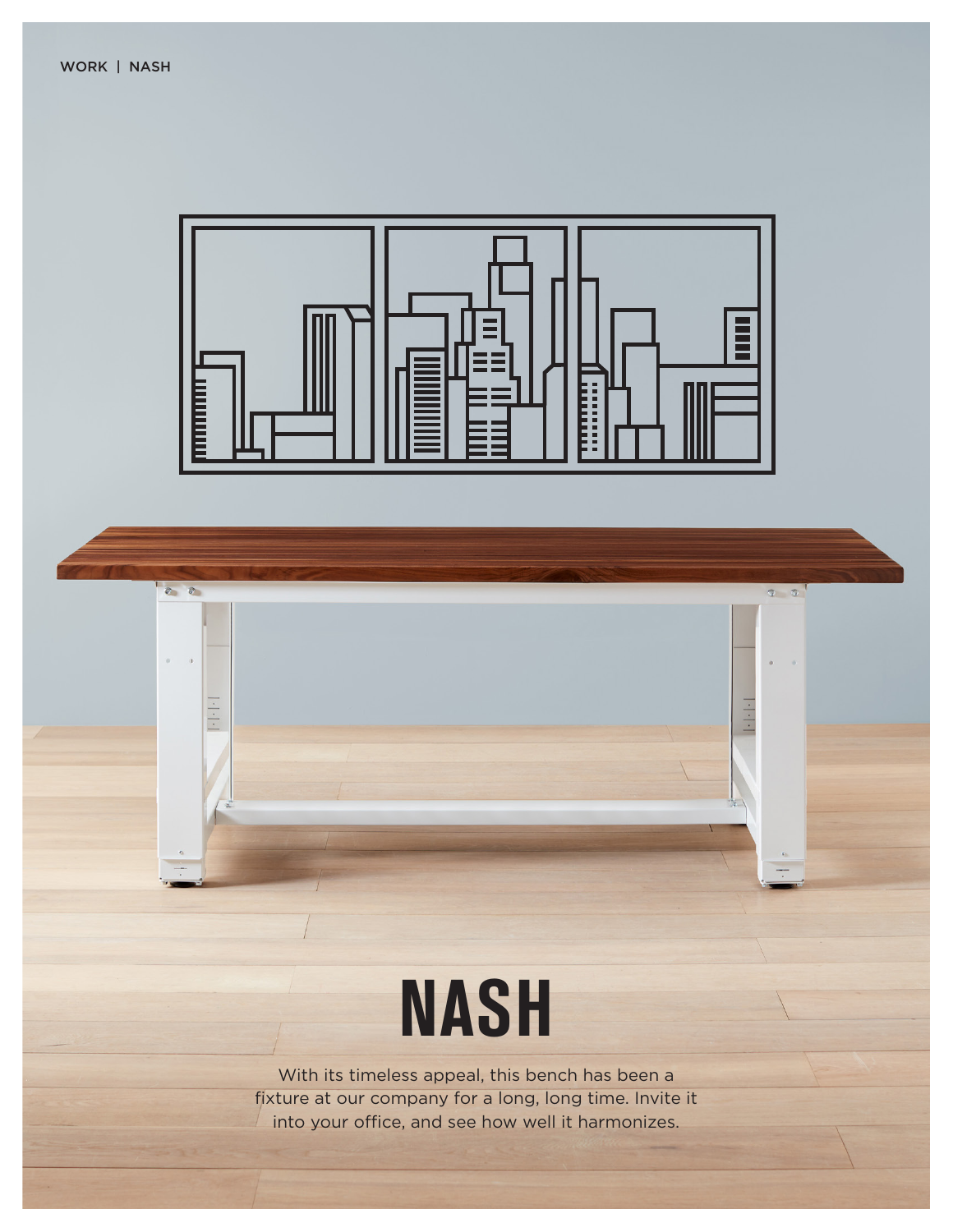# NASH

With its timeless appeal, this bench has been a fixture at our company for a long, long time. Invite it into your office, and see how well it harmonizes.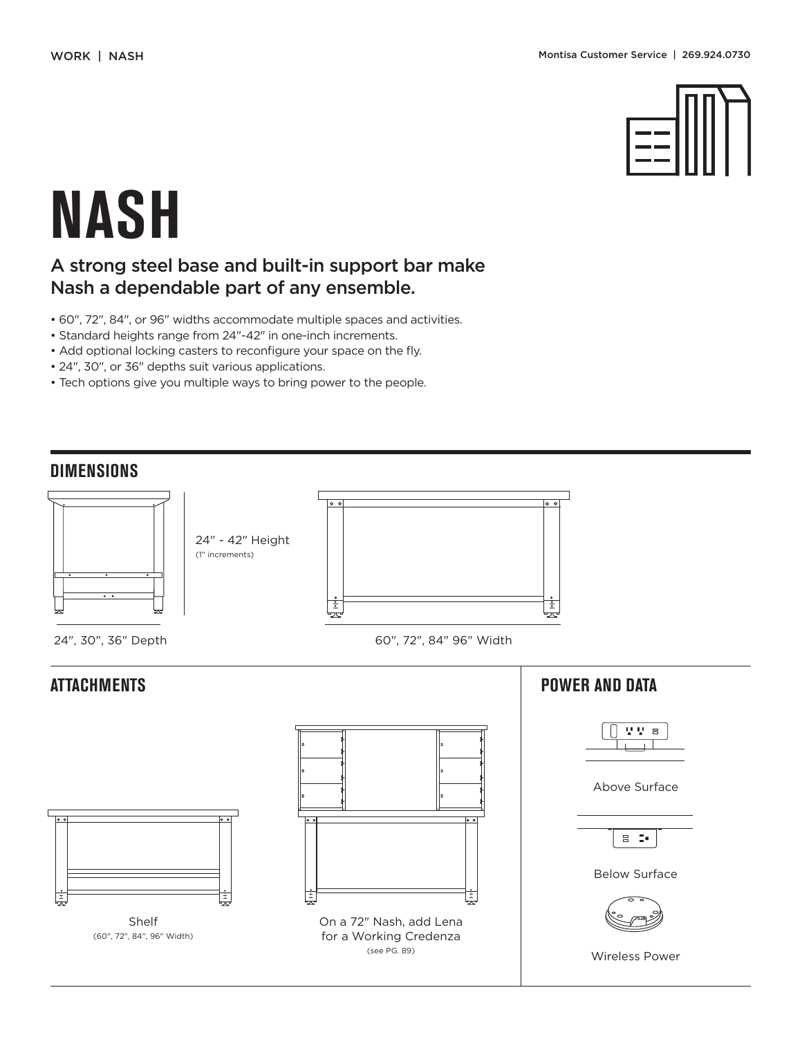# NASH

## A strong steel base and built-in support bar make Nash a dependable part of any ensemble.

- 60″, 72″, 84″, or 96″ widths accommodate multiple spaces and activities.
- Standard heights range from 24″-42″ in one-inch increments.
- Add optional locking casters to reconfigure your space on the fly.
- 24″, 30″, or 36″ depths suit various applications.
- Tech options give you multiple ways to bring power to the people.

## DIMENSIONS

24″ - 42″ Height
(1″ increments)

24″, 30″, 36″ Depth

60″, 72″, 84″ 96″ Width

## ATTACHMENTS

Shelf
(60″, 72″, 84″, 96″ Width)

On a 72″ Nash, add Lena for a Working Credenza
(see PG. 89)

## POWER AND DATA

Above Surface

Below Surface

Wireless Power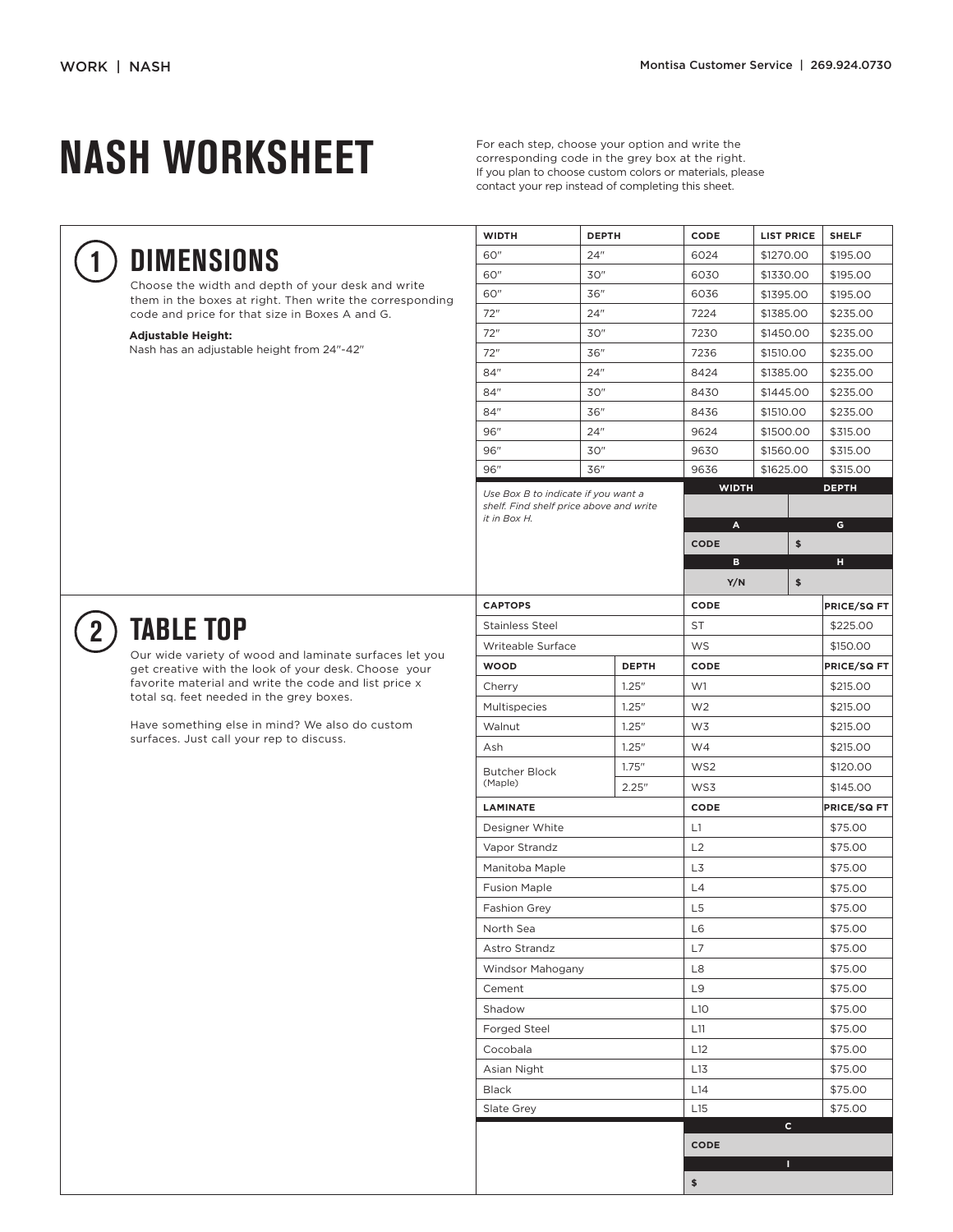# NASH WORKSHEET

For each step, choose your option and write the corresponding code in the grey box at the right. If you plan to choose custom colors or materials, please contact your rep instead of completing this sheet.

## 1 DIMENSIONS

Choose the width and depth of your desk and write them in the boxes at right. Then write the corresponding code and price for that size in Boxes A and G.

**Adjustable Height:**
Nash has an adjustable height from 24"-42"

| WIDTH | DEPTH | CODE | LIST PRICE | SHELF |
|---|---|---|---|---|
| 60" | 24" | 6024 | $1270.00 | $195.00 |
| 60" | 30" | 6030 | $1330.00 | $195.00 |
| 60" | 36" | 6036 | $1395.00 | $195.00 |
| 72" | 24" | 7224 | $1385.00 | $235.00 |
| 72" | 30" | 7230 | $1450.00 | $235.00 |
| 72" | 36" | 7236 | $1510.00 | $235.00 |
| 84" | 24" | 8424 | $1385.00 | $235.00 |
| 84" | 30" | 8430 | $1445.00 | $235.00 |
| 84" | 36" | 8436 | $1510.00 | $235.00 |
| 96" | 24" | 9624 | $1500.00 | $315.00 |
| 96" | 30" | 9630 | $1560.00 | $315.00 |
| 96" | 36" | 9636 | $1625.00 | $315.00 |

*Use Box B to indicate if you want a shelf. Find shelf price above and write it in Box H.*

| WIDTH | DEPTH |
|---|---|
| | |
| **A** | **G** |
| CODE | $ |
| **B** | **H** |
| Y/N | $ |

## 2 TABLE TOP

Our wide variety of wood and laminate surfaces let you get creative with the look of your desk. Choose your favorite material and write the code and list price x total sq. feet needed in the grey boxes.

Have something else in mind? We also do custom surfaces. Just call your rep to discuss.

| CAPTOPS | | CODE | PRICE/SQ FT |
|---|---|---|---|
| Stainless Steel | | ST | $225.00 |
| Writeable Surface | | WS | $150.00 |
| **WOOD** | **DEPTH** | **CODE** | **PRICE/SQ FT** |
| Cherry | 1.25" | W1 | $215.00 |
| Multispecies | 1.25" | W2 | $215.00 |
| Walnut | 1.25" | W3 | $215.00 |
| Ash | 1.25" | W4 | $215.00 |
| Butcher Block (Maple) | 1.75" | WS2 | $120.00 |
| | 2.25" | WS3 | $145.00 |
| **LAMINATE** | | **CODE** | **PRICE/SQ FT** |
| Designer White | | L1 | $75.00 |
| Vapor Strandz | | L2 | $75.00 |
| Manitoba Maple | | L3 | $75.00 |
| Fusion Maple | | L4 | $75.00 |
| Fashion Grey | | L5 | $75.00 |
| North Sea | | L6 | $75.00 |
| Astro Strandz | | L7 | $75.00 |
| Windsor Mahogany | | L8 | $75.00 |
| Cement | | L9 | $75.00 |
| Shadow | | L10 | $75.00 |
| Forged Steel | | L11 | $75.00 |
| Cocobala | | L12 | $75.00 |
| Asian Night | | L13 | $75.00 |
| Black | | L14 | $75.00 |
| Slate Grey | | L15 | $75.00 |

| C |
|---|
| CODE |
| **I** |
| $ |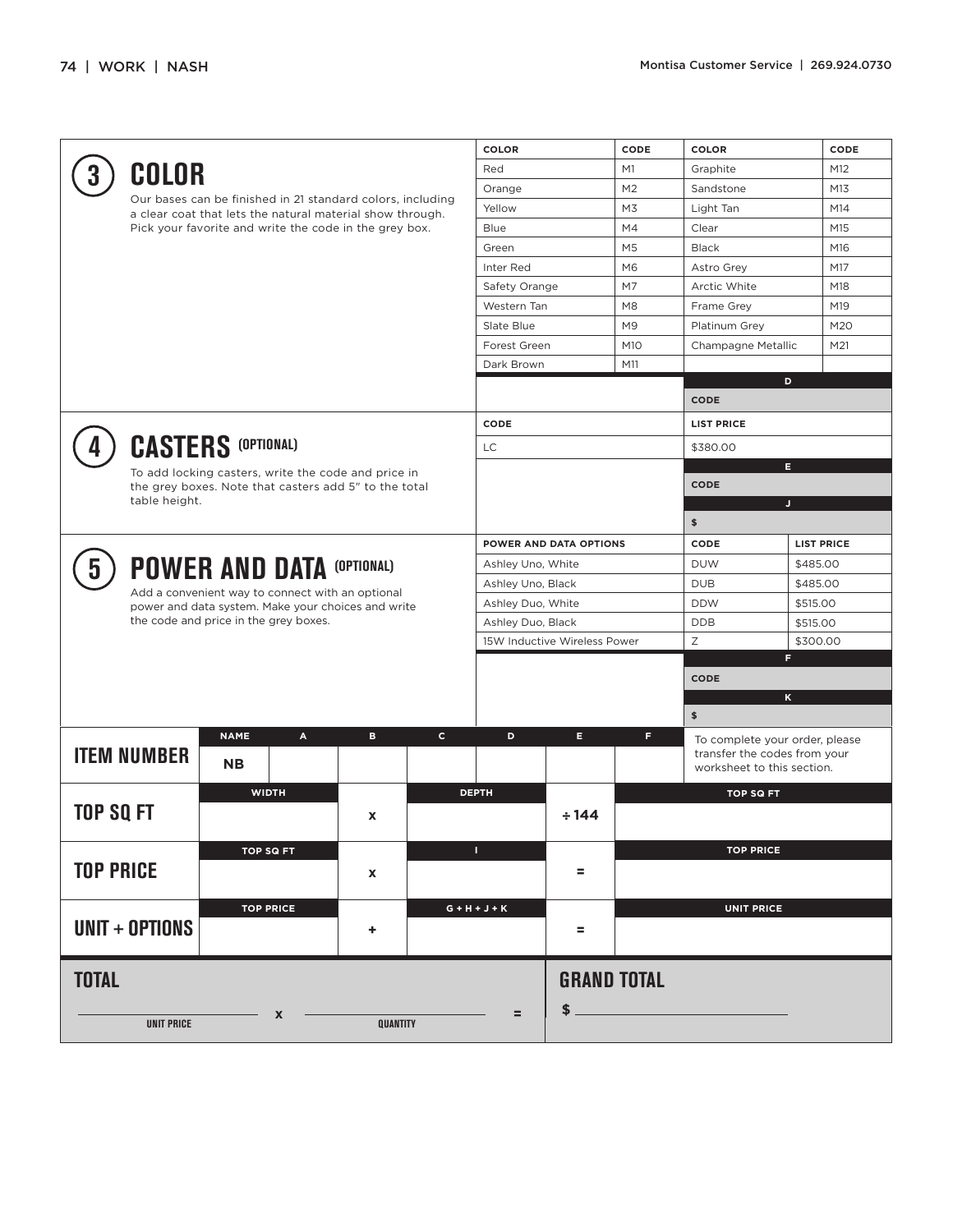## 3 COLOR

Our bases can be finished in 21 standard colors, including a clear coat that lets the natural material show through. Pick your favorite and write the code in the grey box.

| COLOR | CODE | COLOR | CODE |
|---|---|---|---|
| Red | M1 | Graphite | M12 |
| Orange | M2 | Sandstone | M13 |
| Yellow | M3 | Light Tan | M14 |
| Blue | M4 | Clear | M15 |
| Green | M5 | Black | M16 |
| Inter Red | M6 | Astro Grey | M17 |
| Safety Orange | M7 | Arctic White | M18 |
| Western Tan | M8 | Frame Grey | M19 |
| Slate Blue | M9 | Platinum Grey | M20 |
| Forest Green | M10 | Champagne Metallic | M21 |
| Dark Brown | M11 | | |

D

CODE

## 4 CASTERS (OPTIONAL)

To add locking casters, write the code and price in the grey boxes. Note that casters add 5" to the total table height.

| CODE | LIST PRICE |
|---|---|
| LC | $380.00 |

E

CODE

J

$

## 5 POWER AND DATA (OPTIONAL)

Add a convenient way to connect with an optional power and data system. Make your choices and write the code and price in the grey boxes.

| POWER AND DATA OPTIONS | CODE | LIST PRICE |
|---|---|---|
| Ashley Uno, White | DUW | $485.00 |
| Ashley Uno, Black | DUB | $485.00 |
| Ashley Duo, White | DDW | $515.00 |
| Ashley Duo, Black | DDB | $515.00 |
| 15W Inductive Wireless Power | Z | $300.00 |

F

CODE

K

$

| | NAME | A | B | C | D | E | F | |
|---|---|---|---|---|---|---|---|---|
| **ITEM NUMBER** | NB | | | | | | | To complete your order, please transfer the codes from your worksheet to this section. |

| | WIDTH | | DEPTH | | TOP SQ FT |
|---|---|---|---|---|---|
| **TOP SQ FT** | | x | | ÷ 144 | |

| | TOP SQ FT | | I | | TOP PRICE |
|---|---|---|---|---|---|
| **TOP PRICE** | | x | | = | |

| | TOP PRICE | | G + H + J + K | | UNIT PRICE |
|---|---|---|---|---|---|
| **UNIT + OPTIONS** | | + | | = | |

**TOTAL**

________ x ________ =

UNIT PRICE QUANTITY

**GRAND TOTAL**

$ ________